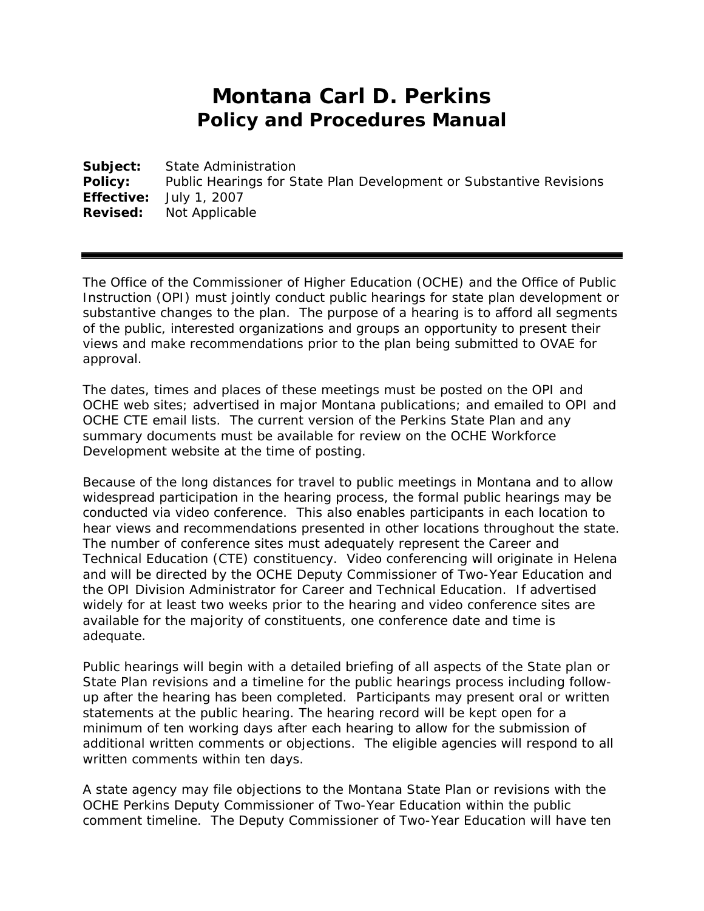# Montana Carl D. Perkins
## Policy and Procedures Manual

**Subject:** State Administration
**Policy:** Public Hearings for State Plan Development or Substantive Revisions
**Effective:** July 1, 2007
**Revised:** Not Applicable

---

The Office of the Commissioner of Higher Education (OCHE) and the Office of Public Instruction (OPI) must jointly conduct public hearings for state plan development or substantive changes to the plan. The purpose of a hearing is to afford all segments of the public, interested organizations and groups an opportunity to present their views and make recommendations prior to the plan being submitted to OVAE for approval.

The dates, times and places of these meetings must be posted on the OPI and OCHE web sites; advertised in major Montana publications; and emailed to OPI and OCHE CTE email lists. The current version of the Perkins State Plan and any summary documents must be available for review on the OCHE Workforce Development website at the time of posting.

Because of the long distances for travel to public meetings in Montana and to allow widespread participation in the hearing process, the formal public hearings may be conducted via video conference. This also enables participants in each location to hear views and recommendations presented in other locations throughout the state. The number of conference sites must adequately represent the Career and Technical Education (CTE) constituency. Video conferencing will originate in Helena and will be directed by the OCHE Deputy Commissioner of Two-Year Education and the OPI Division Administrator for Career and Technical Education. If advertised widely for at least two weeks prior to the hearing and video conference sites are available for the majority of constituents, one conference date and time is adequate.

Public hearings will begin with a detailed briefing of all aspects of the State plan or State Plan revisions and a timeline for the public hearings process including follow-up after the hearing has been completed. Participants may present oral or written statements at the public hearing. The hearing record will be kept open for a minimum of ten working days after each hearing to allow for the submission of additional written comments or objections. The eligible agencies will respond to all written comments within ten days.

A state agency may file objections to the Montana State Plan or revisions with the OCHE Perkins Deputy Commissioner of Two-Year Education within the public comment timeline. The Deputy Commissioner of Two-Year Education will have ten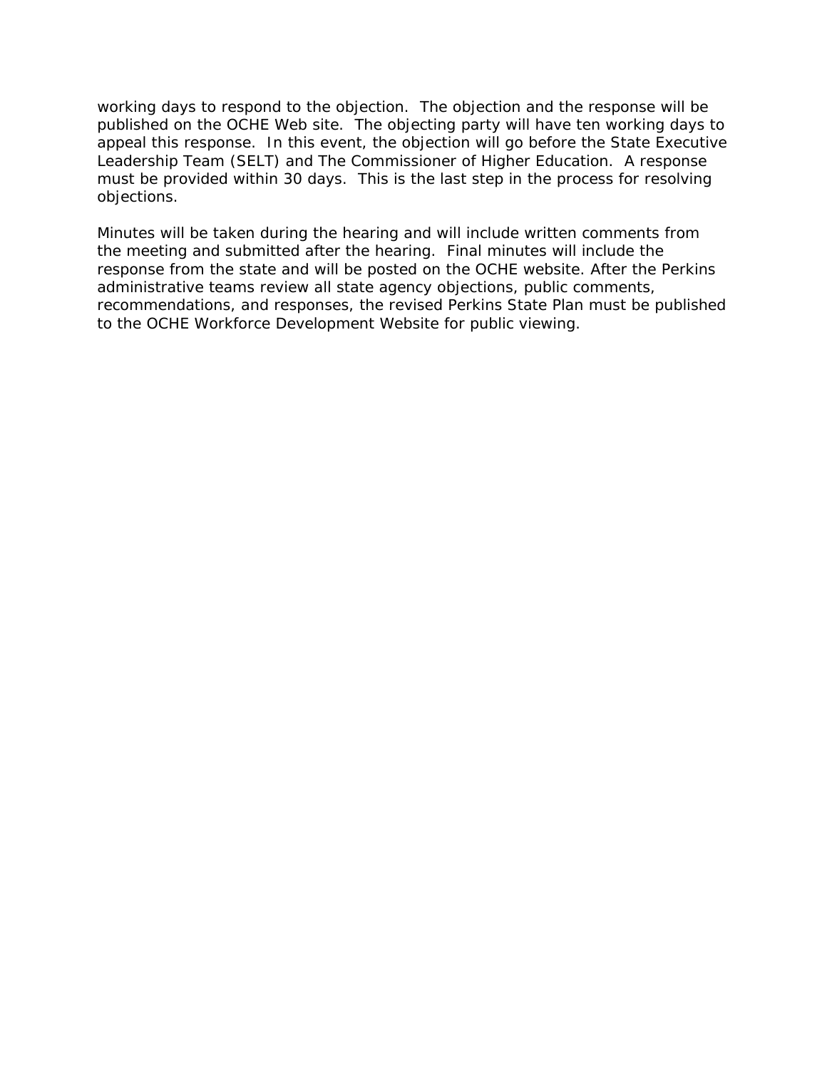working days to respond to the objection. The objection and the response will be published on the OCHE Web site. The objecting party will have ten working days to appeal this response. In this event, the objection will go before the State Executive Leadership Team (SELT) and The Commissioner of Higher Education. A response must be provided within 30 days. This is the last step in the process for resolving objections.

Minutes will be taken during the hearing and will include written comments from the meeting and submitted after the hearing. Final minutes will include the response from the state and will be posted on the OCHE website. After the Perkins administrative teams review all state agency objections, public comments, recommendations, and responses, the revised Perkins State Plan must be published to the OCHE Workforce Development Website for public viewing.